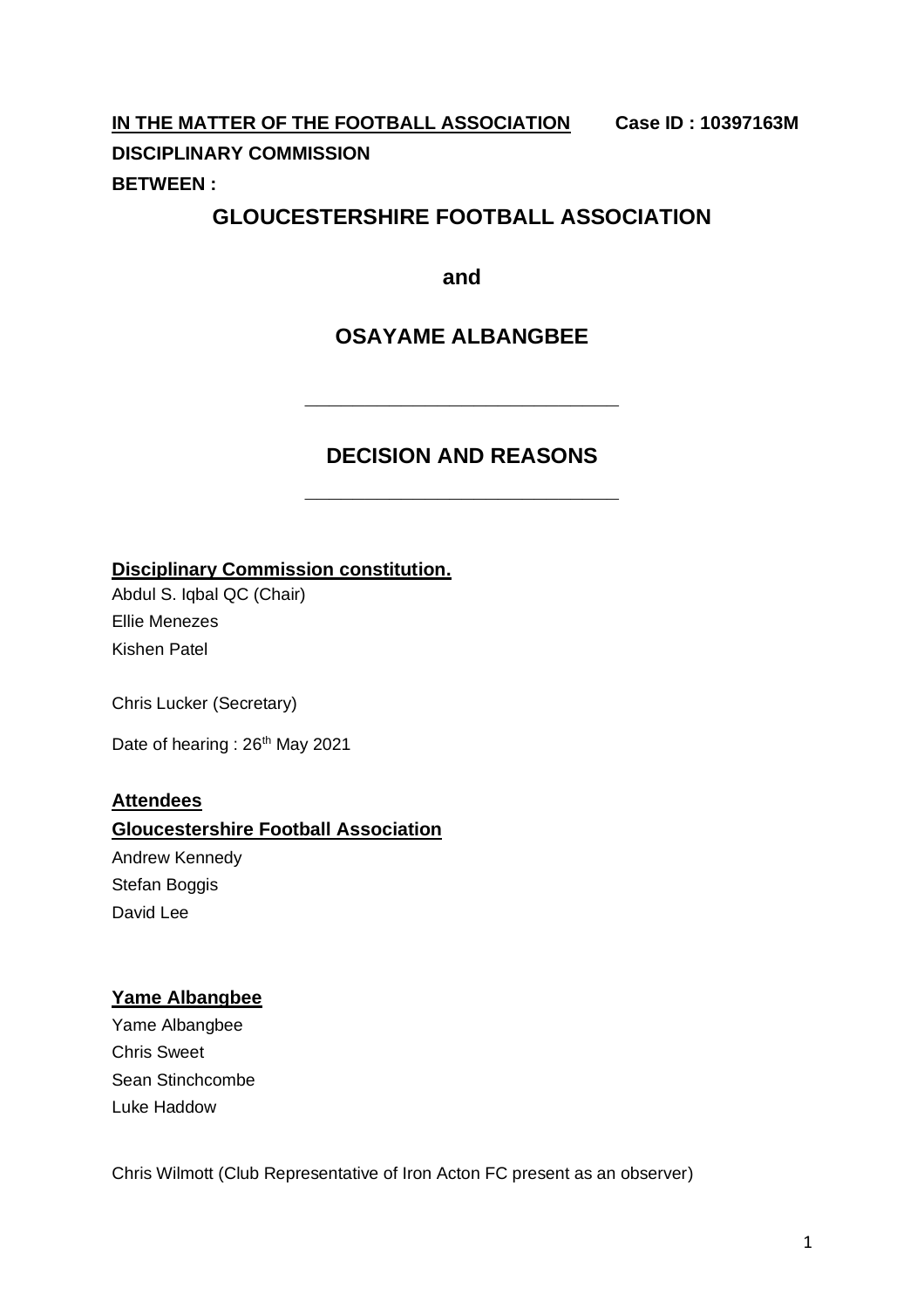**IN THE MATTER OF THE FOOTBALL ASSOCIATION** **Case ID : 10397163M**

**DISCIPLINARY COMMISSION**

**BETWEEN :**

## GLOUCESTERSHIRE FOOTBALL ASSOCIATION

**and**

## OSAYAME ALBANGBEE

---

## DECISION AND REASONS

---

**Disciplinary Commission constitution.**

Abdul S. Iqbal QC (Chair)
Ellie Menezes
Kishen Patel

Chris Lucker (Secretary)

Date of hearing : 26th May 2021

**Attendees**

**Gloucestershire Football Association**

Andrew Kennedy
Stefan Boggis
David Lee

**Yame Albangbee**

Yame Albangbee
Chris Sweet
Sean Stinchcombe
Luke Haddow

Chris Wilmott (Club Representative of Iron Acton FC present as an observer)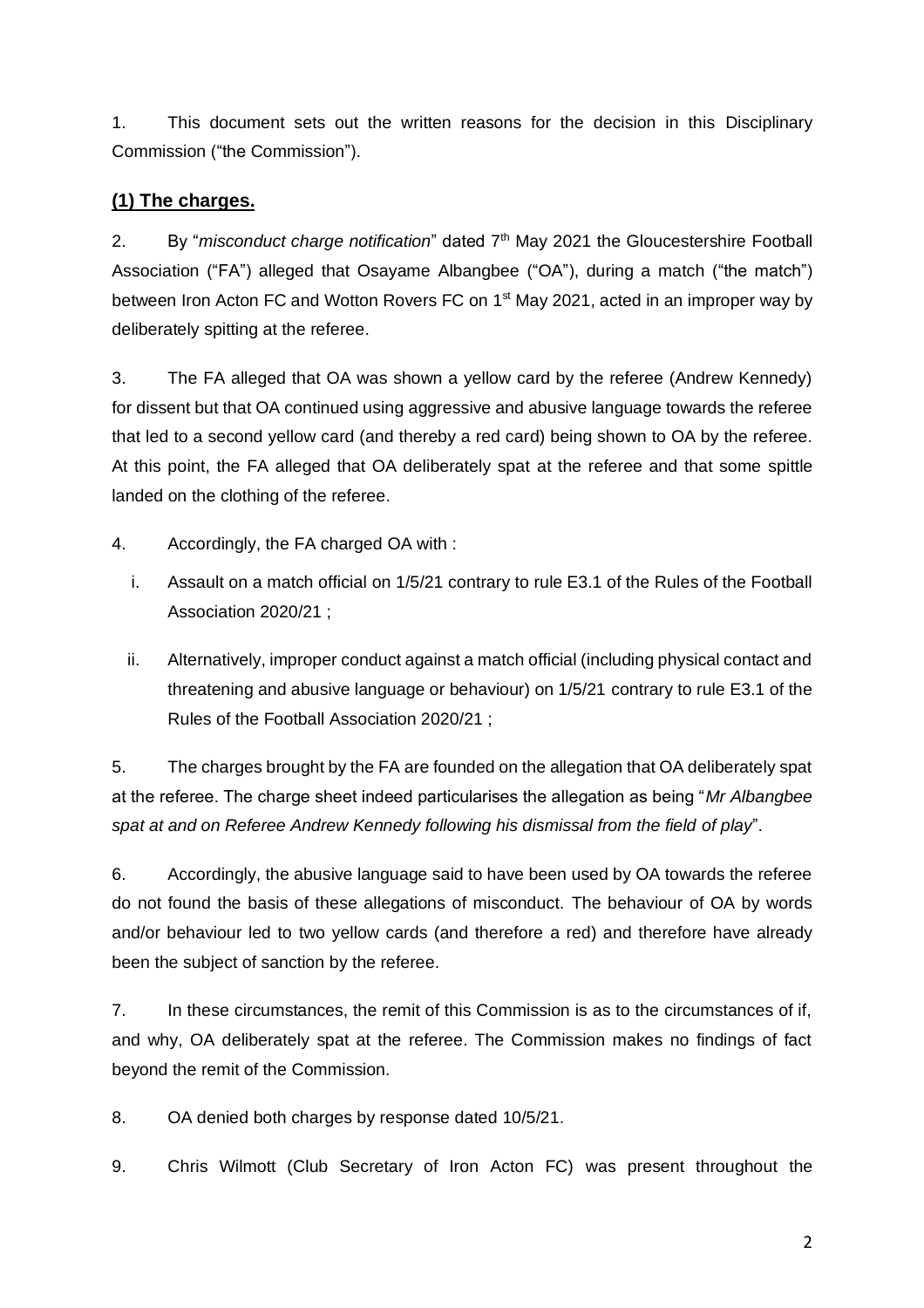1. This document sets out the written reasons for the decision in this Disciplinary Commission ("the Commission").

## (1) The charges.

2. By "*misconduct charge notification*" dated 7th May 2021 the Gloucestershire Football Association ("FA") alleged that Osayame Albangbee ("OA"), during a match ("the match") between Iron Acton FC and Wotton Rovers FC on 1st May 2021, acted in an improper way by deliberately spitting at the referee.

3. The FA alleged that OA was shown a yellow card by the referee (Andrew Kennedy) for dissent but that OA continued using aggressive and abusive language towards the referee that led to a second yellow card (and thereby a red card) being shown to OA by the referee. At this point, the FA alleged that OA deliberately spat at the referee and that some spittle landed on the clothing of the referee.

4. Accordingly, the FA charged OA with :

   i. Assault on a match official on 1/5/21 contrary to rule E3.1 of the Rules of the Football Association 2020/21 ;

   ii. Alternatively, improper conduct against a match official (including physical contact and threatening and abusive language or behaviour) on 1/5/21 contrary to rule E3.1 of the Rules of the Football Association 2020/21 ;

5. The charges brought by the FA are founded on the allegation that OA deliberately spat at the referee. The charge sheet indeed particularises the allegation as being "*Mr Albangbee spat at and on Referee Andrew Kennedy following his dismissal from the field of play*".

6. Accordingly, the abusive language said to have been used by OA towards the referee do not found the basis of these allegations of misconduct. The behaviour of OA by words and/or behaviour led to two yellow cards (and therefore a red) and therefore have already been the subject of sanction by the referee.

7. In these circumstances, the remit of this Commission is as to the circumstances of if, and why, OA deliberately spat at the referee. The Commission makes no findings of fact beyond the remit of the Commission.

8. OA denied both charges by response dated 10/5/21.

9. Chris Wilmott (Club Secretary of Iron Acton FC) was present throughout the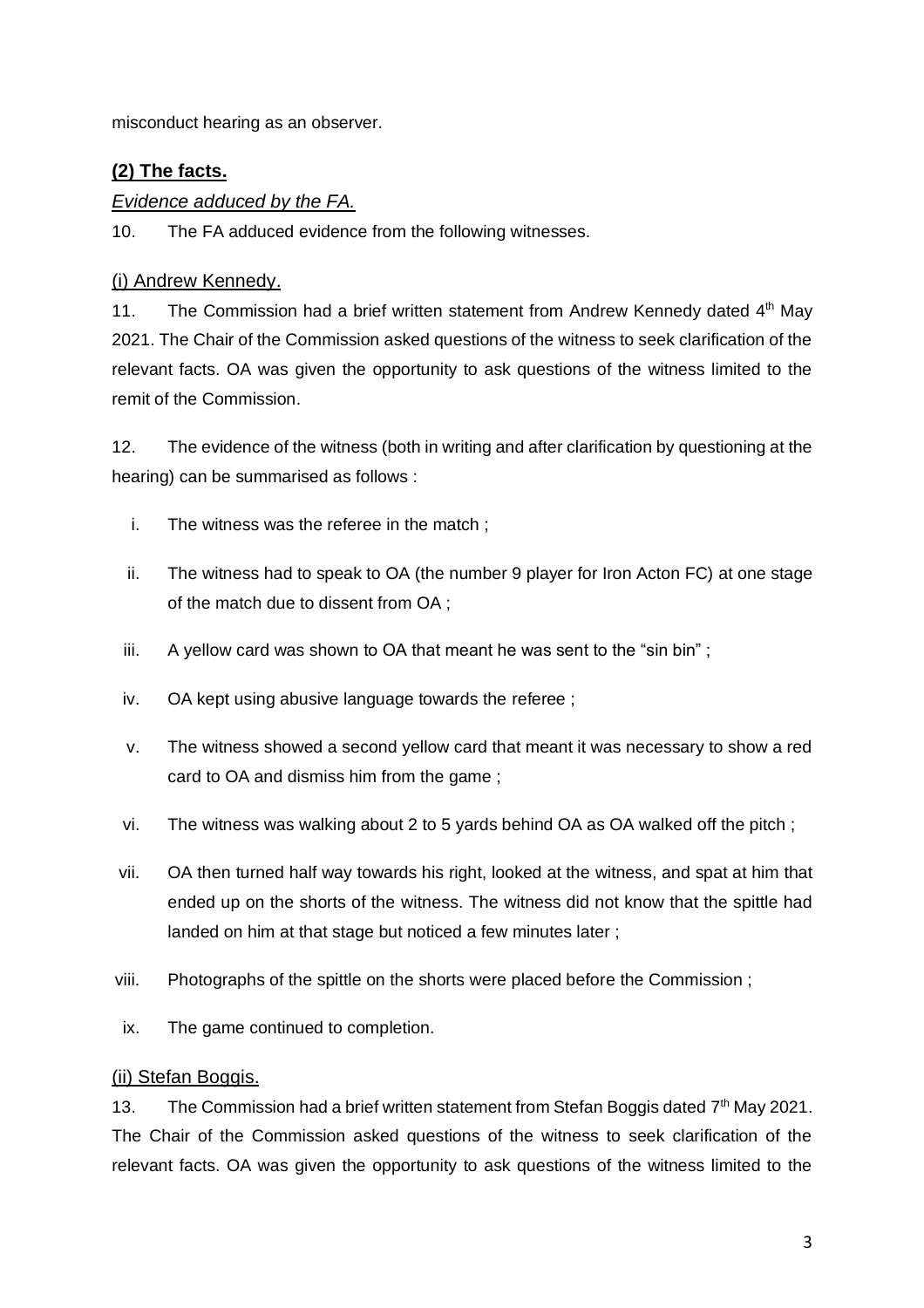misconduct hearing as an observer.

## **(2) The facts.**

### *Evidence adduced by the FA.*

10. The FA adduced evidence from the following witnesses.

### (i) Andrew Kennedy.

11. The Commission had a brief written statement from Andrew Kennedy dated 4th May 2021. The Chair of the Commission asked questions of the witness to seek clarification of the relevant facts. OA was given the opportunity to ask questions of the witness limited to the remit of the Commission.

12. The evidence of the witness (both in writing and after clarification by questioning at the hearing) can be summarised as follows :

i. The witness was the referee in the match ;

ii. The witness had to speak to OA (the number 9 player for Iron Acton FC) at one stage of the match due to dissent from OA ;

iii. A yellow card was shown to OA that meant he was sent to the "sin bin" ;

iv. OA kept using abusive language towards the referee ;

v. The witness showed a second yellow card that meant it was necessary to show a red card to OA and dismiss him from the game ;

vi. The witness was walking about 2 to 5 yards behind OA as OA walked off the pitch ;

vii. OA then turned half way towards his right, looked at the witness, and spat at him that ended up on the shorts of the witness. The witness did not know that the spittle had landed on him at that stage but noticed a few minutes later ;

viii. Photographs of the spittle on the shorts were placed before the Commission ;

ix. The game continued to completion.

### (ii) Stefan Boggis.

13. The Commission had a brief written statement from Stefan Boggis dated 7th May 2021. The Chair of the Commission asked questions of the witness to seek clarification of the relevant facts. OA was given the opportunity to ask questions of the witness limited to the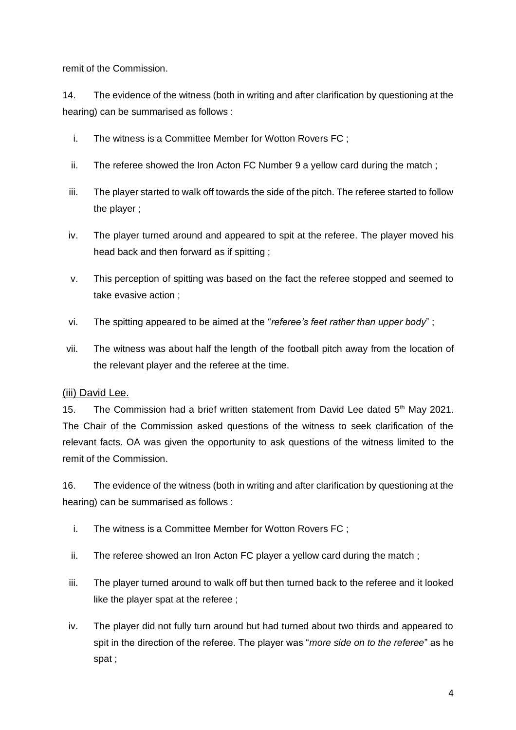remit of the Commission.

14. The evidence of the witness (both in writing and after clarification by questioning at the hearing) can be summarised as follows :

i. The witness is a Committee Member for Wotton Rovers FC ;

ii. The referee showed the Iron Acton FC Number 9 a yellow card during the match ;

iii. The player started to walk off towards the side of the pitch. The referee started to follow the player ;

iv. The player turned around and appeared to spit at the referee. The player moved his head back and then forward as if spitting ;

v. This perception of spitting was based on the fact the referee stopped and seemed to take evasive action ;

vi. The spitting appeared to be aimed at the "*referee's feet rather than upper body*" ;

vii. The witness was about half the length of the football pitch away from the location of the relevant player and the referee at the time.

### (iii) David Lee.

15. The Commission had a brief written statement from David Lee dated 5th May 2021. The Chair of the Commission asked questions of the witness to seek clarification of the relevant facts. OA was given the opportunity to ask questions of the witness limited to the remit of the Commission.

16. The evidence of the witness (both in writing and after clarification by questioning at the hearing) can be summarised as follows :

i. The witness is a Committee Member for Wotton Rovers FC ;

ii. The referee showed an Iron Acton FC player a yellow card during the match ;

iii. The player turned around to walk off but then turned back to the referee and it looked like the player spat at the referee ;

iv. The player did not fully turn around but had turned about two thirds and appeared to spit in the direction of the referee. The player was "*more side on to the referee*" as he spat ;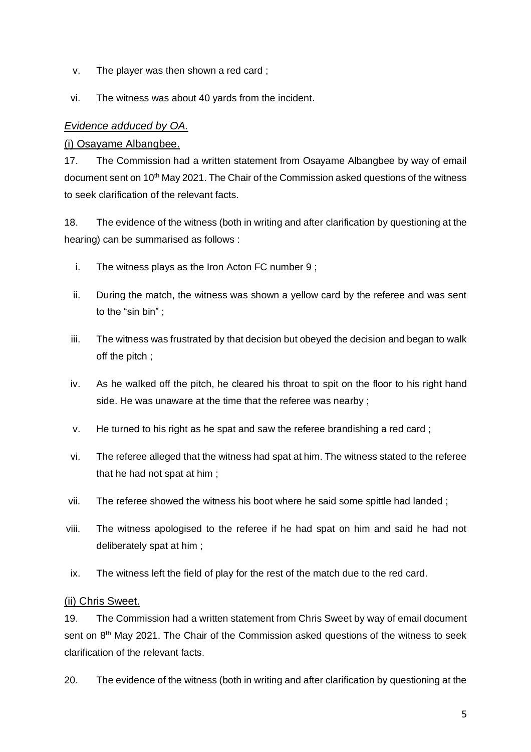v. The player was then shown a red card ;

vi. The witness was about 40 yards from the incident.

*Evidence adduced by OA.*

(i) Osayame Albangbee.

17. The Commission had a written statement from Osayame Albangbee by way of email document sent on 10th May 2021. The Chair of the Commission asked questions of the witness to seek clarification of the relevant facts.

18. The evidence of the witness (both in writing and after clarification by questioning at the hearing) can be summarised as follows :

i. The witness plays as the Iron Acton FC number 9 ;

ii. During the match, the witness was shown a yellow card by the referee and was sent to the "sin bin" ;

iii. The witness was frustrated by that decision but obeyed the decision and began to walk off the pitch ;

iv. As he walked off the pitch, he cleared his throat to spit on the floor to his right hand side. He was unaware at the time that the referee was nearby ;

v. He turned to his right as he spat and saw the referee brandishing a red card ;

vi. The referee alleged that the witness had spat at him. The witness stated to the referee that he had not spat at him ;

vii. The referee showed the witness his boot where he said some spittle had landed ;

viii. The witness apologised to the referee if he had spat on him and said he had not deliberately spat at him ;

ix. The witness left the field of play for the rest of the match due to the red card.

(ii) Chris Sweet.

19. The Commission had a written statement from Chris Sweet by way of email document sent on 8th May 2021. The Chair of the Commission asked questions of the witness to seek clarification of the relevant facts.

20. The evidence of the witness (both in writing and after clarification by questioning at the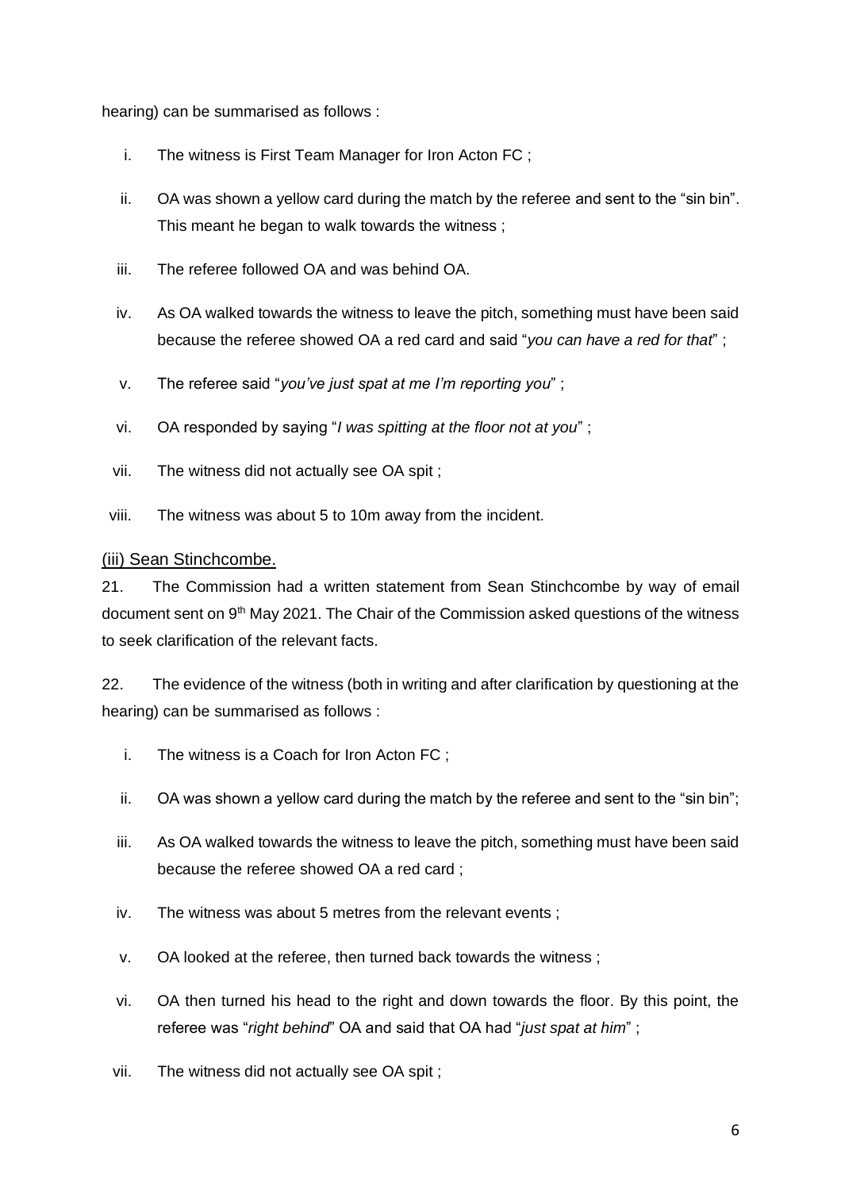hearing) can be summarised as follows :

i. The witness is First Team Manager for Iron Acton FC ;

ii. OA was shown a yellow card during the match by the referee and sent to the "sin bin". This meant he began to walk towards the witness ;

iii. The referee followed OA and was behind OA.

iv. As OA walked towards the witness to leave the pitch, something must have been said because the referee showed OA a red card and said "*you can have a red for that*" ;

v. The referee said "*you've just spat at me I'm reporting you*" ;

vi. OA responded by saying "*I was spitting at the floor not at you*" ;

vii. The witness did not actually see OA spit ;

viii. The witness was about 5 to 10m away from the incident.

<u>(iii) Sean Stinchcombe.</u>

21. The Commission had a written statement from Sean Stinchcombe by way of email document sent on 9th May 2021. The Chair of the Commission asked questions of the witness to seek clarification of the relevant facts.

22. The evidence of the witness (both in writing and after clarification by questioning at the hearing) can be summarised as follows :

i. The witness is a Coach for Iron Acton FC ;

ii. OA was shown a yellow card during the match by the referee and sent to the "sin bin";

iii. As OA walked towards the witness to leave the pitch, something must have been said because the referee showed OA a red card ;

iv. The witness was about 5 metres from the relevant events ;

v. OA looked at the referee, then turned back towards the witness ;

vi. OA then turned his head to the right and down towards the floor. By this point, the referee was "*right behind*" OA and said that OA had "*just spat at him*" ;

vii. The witness did not actually see OA spit ;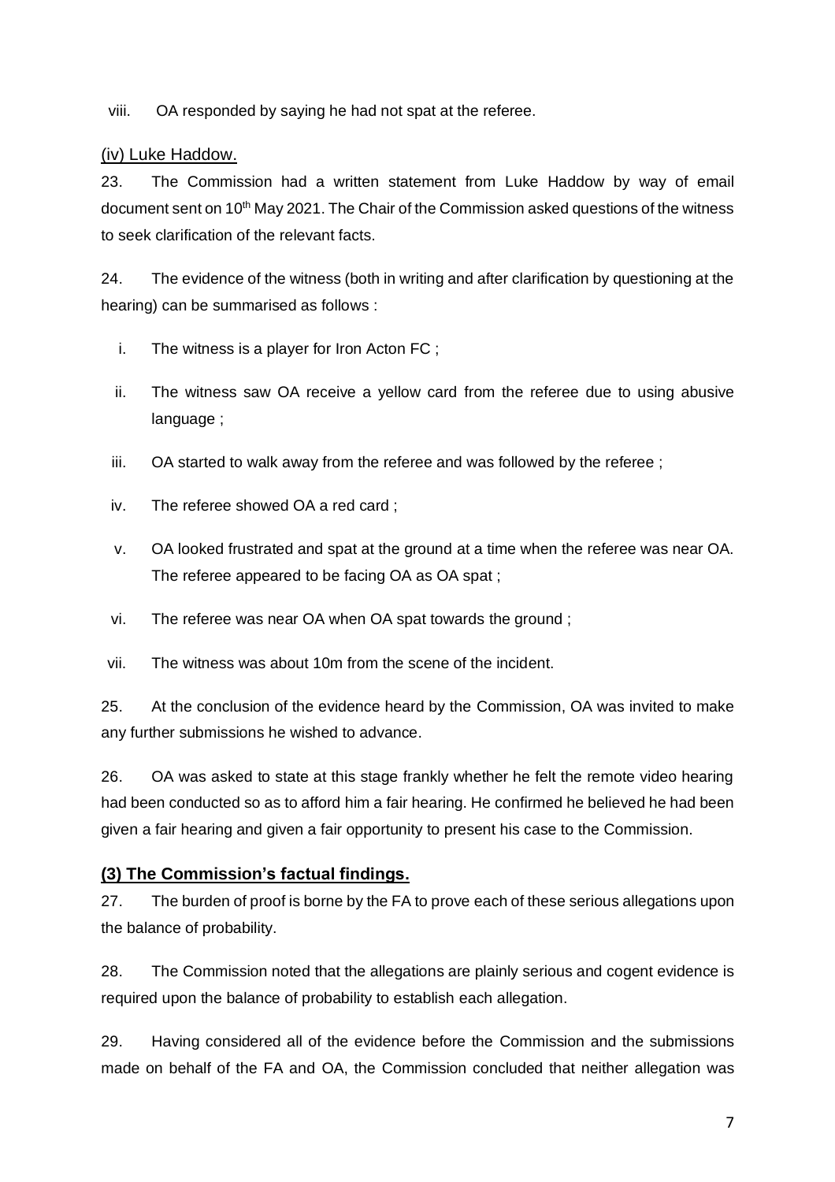viii. OA responded by saying he had not spat at the referee.

(iv) Luke Haddow.

23. The Commission had a written statement from Luke Haddow by way of email document sent on 10th May 2021. The Chair of the Commission asked questions of the witness to seek clarification of the relevant facts.

24. The evidence of the witness (both in writing and after clarification by questioning at the hearing) can be summarised as follows :

i. The witness is a player for Iron Acton FC ;

ii. The witness saw OA receive a yellow card from the referee due to using abusive language ;

iii. OA started to walk away from the referee and was followed by the referee ;

iv. The referee showed OA a red card ;

v. OA looked frustrated and spat at the ground at a time when the referee was near OA. The referee appeared to be facing OA as OA spat ;

vi. The referee was near OA when OA spat towards the ground ;

vii. The witness was about 10m from the scene of the incident.

25. At the conclusion of the evidence heard by the Commission, OA was invited to make any further submissions he wished to advance.

26. OA was asked to state at this stage frankly whether he felt the remote video hearing had been conducted so as to afford him a fair hearing. He confirmed he believed he had been given a fair hearing and given a fair opportunity to present his case to the Commission.

## (3) The Commission's factual findings.

27. The burden of proof is borne by the FA to prove each of these serious allegations upon the balance of probability.

28. The Commission noted that the allegations are plainly serious and cogent evidence is required upon the balance of probability to establish each allegation.

29. Having considered all of the evidence before the Commission and the submissions made on behalf of the FA and OA, the Commission concluded that neither allegation was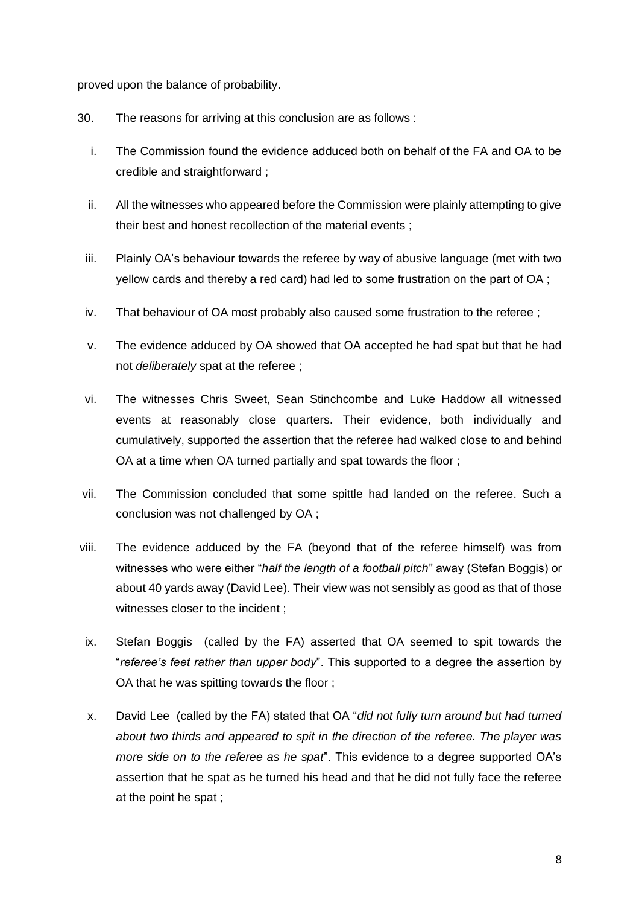proved upon the balance of probability.

30. The reasons for arriving at this conclusion are as follows :

   i. The Commission found the evidence adduced both on behalf of the FA and OA to be credible and straightforward ;

   ii. All the witnesses who appeared before the Commission were plainly attempting to give their best and honest recollection of the material events ;

   iii. Plainly OA's behaviour towards the referee by way of abusive language (met with two yellow cards and thereby a red card) had led to some frustration on the part of OA ;

   iv. That behaviour of OA most probably also caused some frustration to the referee ;

   v. The evidence adduced by OA showed that OA accepted he had spat but that he had not *deliberately* spat at the referee ;

   vi. The witnesses Chris Sweet, Sean Stinchcombe and Luke Haddow all witnessed events at reasonably close quarters. Their evidence, both individually and cumulatively, supported the assertion that the referee had walked close to and behind OA at a time when OA turned partially and spat towards the floor ;

   vii. The Commission concluded that some spittle had landed on the referee. Such a conclusion was not challenged by OA ;

   viii. The evidence adduced by the FA (beyond that of the referee himself) was from witnesses who were either "*half the length of a football pitch*" away (Stefan Boggis) or about 40 yards away (David Lee). Their view was not sensibly as good as that of those witnesses closer to the incident ;

   ix. Stefan Boggis (called by the FA) asserted that OA seemed to spit towards the "*referee's feet rather than upper body*". This supported to a degree the assertion by OA that he was spitting towards the floor ;

   x. David Lee (called by the FA) stated that OA "*did not fully turn around but had turned about two thirds and appeared to spit in the direction of the referee. The player was more side on to the referee as he spat*". This evidence to a degree supported OA's assertion that he spat as he turned his head and that he did not fully face the referee at the point he spat ;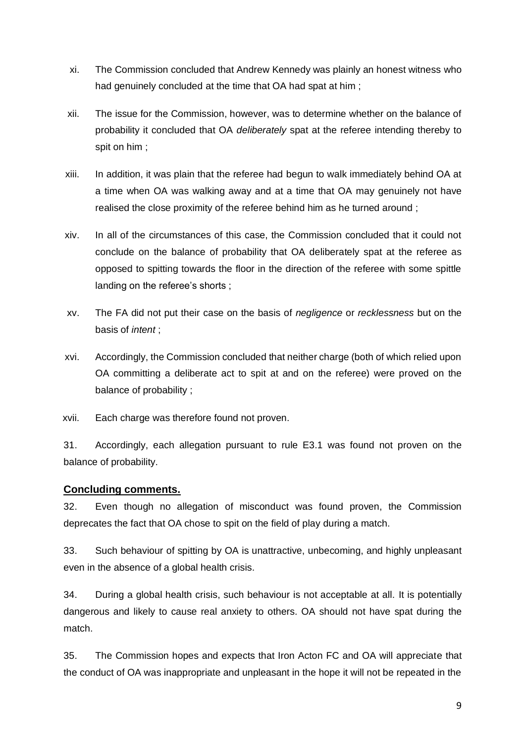xi. The Commission concluded that Andrew Kennedy was plainly an honest witness who had genuinely concluded at the time that OA had spat at him ;

xii. The issue for the Commission, however, was to determine whether on the balance of probability it concluded that OA *deliberately* spat at the referee intending thereby to spit on him ;

xiii. In addition, it was plain that the referee had begun to walk immediately behind OA at a time when OA was walking away and at a time that OA may genuinely not have realised the close proximity of the referee behind him as he turned around ;

xiv. In all of the circumstances of this case, the Commission concluded that it could not conclude on the balance of probability that OA deliberately spat at the referee as opposed to spitting towards the floor in the direction of the referee with some spittle landing on the referee's shorts ;

xv. The FA did not put their case on the basis of *negligence* or *recklessness* but on the basis of *intent* ;

xvi. Accordingly, the Commission concluded that neither charge (both of which relied upon OA committing a deliberate act to spit at and on the referee) were proved on the balance of probability ;

xvii. Each charge was therefore found not proven.

31. Accordingly, each allegation pursuant to rule E3.1 was found not proven on the balance of probability.

## **Concluding comments.**

32. Even though no allegation of misconduct was found proven, the Commission deprecates the fact that OA chose to spit on the field of play during a match.

33. Such behaviour of spitting by OA is unattractive, unbecoming, and highly unpleasant even in the absence of a global health crisis.

34. During a global health crisis, such behaviour is not acceptable at all. It is potentially dangerous and likely to cause real anxiety to others. OA should not have spat during the match.

35. The Commission hopes and expects that Iron Acton FC and OA will appreciate that the conduct of OA was inappropriate and unpleasant in the hope it will not be repeated in the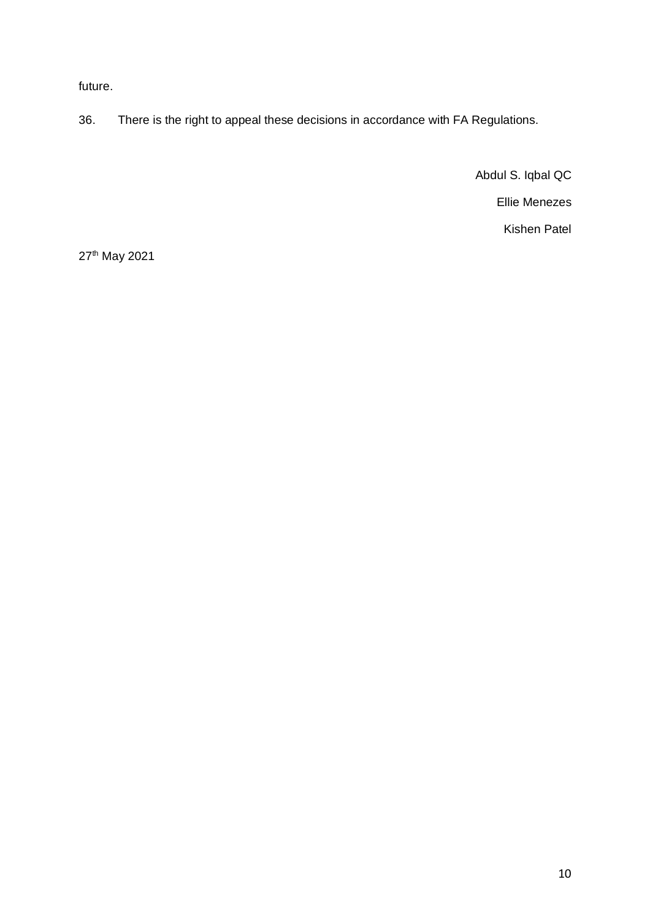future.

36. There is the right to appeal these decisions in accordance with FA Regulations.

Abdul S. Iqbal QC

Ellie Menezes

Kishen Patel

27th May 2021